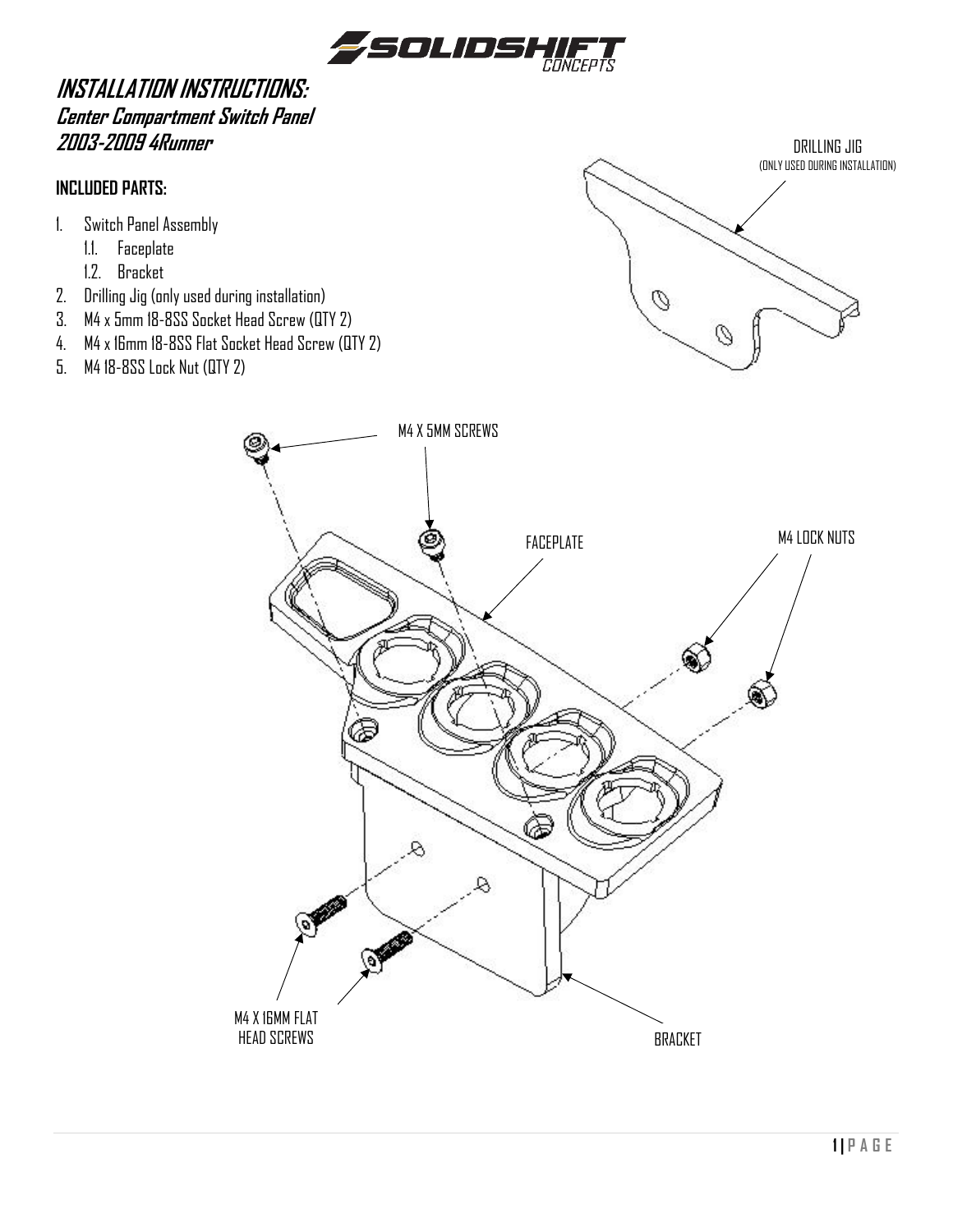# INSTALLATION INSTRUCTIONS:

## Center Compartment Switch Panel
## 2003-2009 4Runner

**INCLUDED PARTS:**

1. Switch Panel Assembly
   1.1. Faceplate
   1.2. Bracket
2. Drilling Jig (only used during installation)
3. M4 x 5mm 18-8SS Socket Head Screw (QTY 2)
4. M4 x 16mm 18-8SS Flat Socket Head Screw (QTY 2)
5. M4 18-8SS Lock Nut (QTY 2)

DRILLING JIG
(ONLY USED DURING INSTALLATION)

M4 X 5MM SCREWS

FACEPLATE

M4 LOCK NUTS

M4 X 16MM FLAT HEAD SCREWS

BRACKET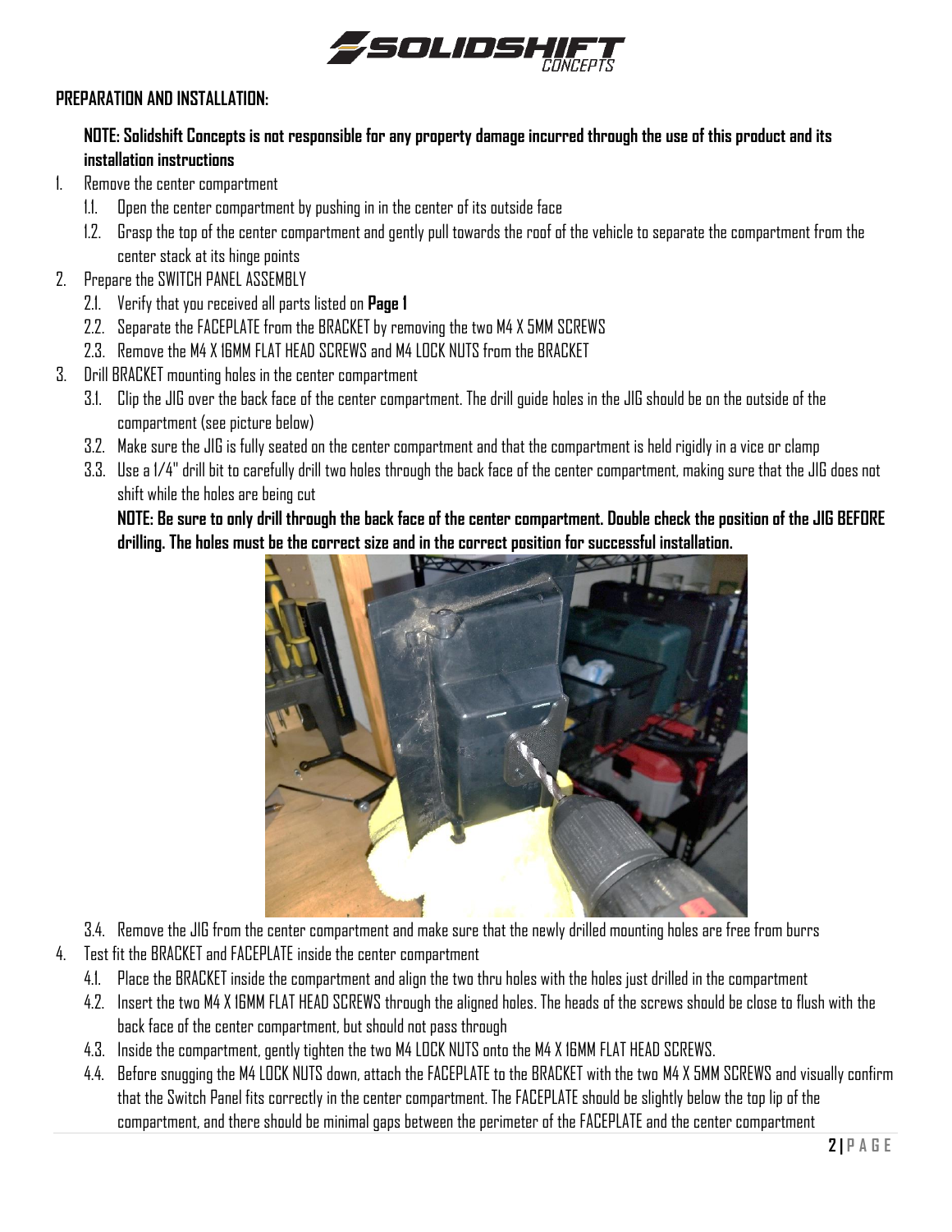## PREPARATION AND INSTALLATION:

**NOTE: Solidshift Concepts is not responsible for any property damage incurred through the use of this product and its installation instructions**

1. Remove the center compartment
   1.1. Open the center compartment by pushing in in the center of its outside face
   1.2. Grasp the top of the center compartment and gently pull towards the roof of the vehicle to separate the compartment from the center stack at its hinge points
2. Prepare the SWITCH PANEL ASSEMBLY
   2.1. Verify that you received all parts listed on **Page 1**
   2.2. Separate the FACEPLATE from the BRACKET by removing the two M4 X 5MM SCREWS
   2.3. Remove the M4 X 16MM FLAT HEAD SCREWS and M4 LOCK NUTS from the BRACKET
3. Drill BRACKET mounting holes in the center compartment
   3.1. Clip the JIG over the back face of the center compartment. The drill guide holes in the JIG should be on the outside of the compartment (see picture below)
   3.2. Make sure the JIG is fully seated on the center compartment and that the compartment is held rigidly in a vice or clamp
   3.3. Use a 1/4" drill bit to carefully drill two holes through the back face of the center compartment, making sure that the JIG does not shift while the holes are being cut

   **NOTE: Be sure to only drill through the back face of the center compartment. Double check the position of the JIG BEFORE drilling. The holes must be the correct size and in the correct position for successful installation.**

   3.4. Remove the JIG from the center compartment and make sure that the newly drilled mounting holes are free from burrs
4. Test fit the BRACKET and FACEPLATE inside the center compartment
   4.1. Place the BRACKET inside the compartment and align the two thru holes with the holes just drilled in the compartment
   4.2. Insert the two M4 X 16MM FLAT HEAD SCREWS through the aligned holes. The heads of the screws should be close to flush with the back face of the center compartment, but should not pass through
   4.3. Inside the compartment, gently tighten the two M4 LOCK NUTS onto the M4 X 16MM FLAT HEAD SCREWS.
   4.4. Before snugging the M4 LOCK NUTS down, attach the FACEPLATE to the BRACKET with the two M4 X 5MM SCREWS and visually confirm that the Switch Panel fits correctly in the center compartment. The FACEPLATE should be slightly below the top lip of the compartment, and there should be minimal gaps between the perimeter of the FACEPLATE and the center compartment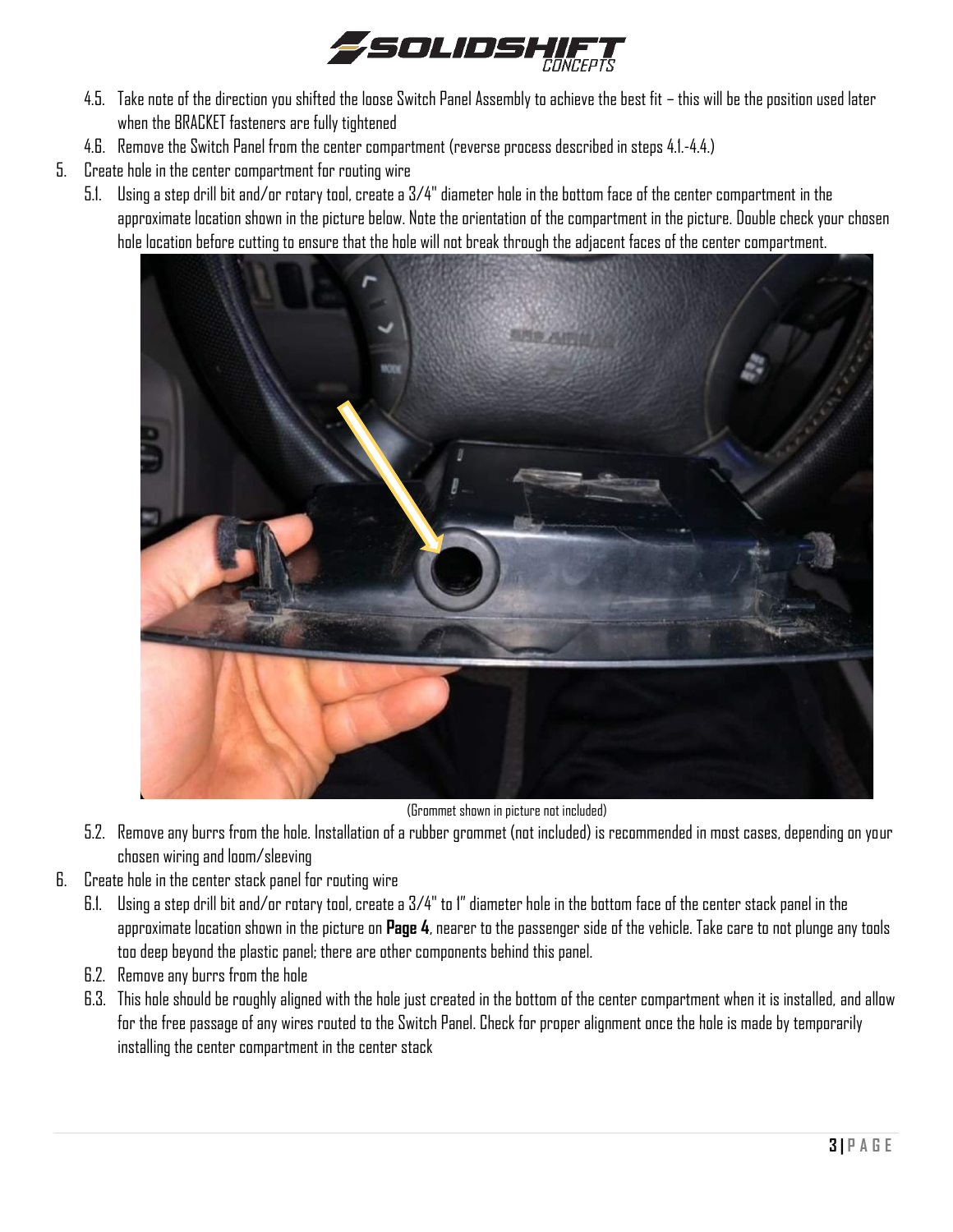4.5. Take note of the direction you shifted the loose Switch Panel Assembly to achieve the best fit – this will be the position used later when the BRACKET fasteners are fully tightened

4.6. Remove the Switch Panel from the center compartment (reverse process described in steps 4.1.-4.4.)

5. Create hole in the center compartment for routing wire

   5.1. Using a step drill bit and/or rotary tool, create a 3/4" diameter hole in the bottom face of the center compartment in the approximate location shown in the picture below. Note the orientation of the compartment in the picture. Double check your chosen hole location before cutting to ensure that the hole will not break through the adjacent faces of the center compartment.

(Grommet shown in picture not included)

   5.2. Remove any burrs from the hole. Installation of a rubber grommet (not included) is recommended in most cases, depending on your chosen wiring and loom/sleeving

6. Create hole in the center stack panel for routing wire

   6.1. Using a step drill bit and/or rotary tool, create a 3/4" to 1" diameter hole in the bottom face of the center stack panel in the approximate location shown in the picture on **Page 4**, nearer to the passenger side of the vehicle. Take care to not plunge any tools too deep beyond the plastic panel; there are other components behind this panel.

   6.2. Remove any burrs from the hole

   6.3. This hole should be roughly aligned with the hole just created in the bottom of the center compartment when it is installed, and allow for the free passage of any wires routed to the Switch Panel. Check for proper alignment once the hole is made by temporarily installing the center compartment in the center stack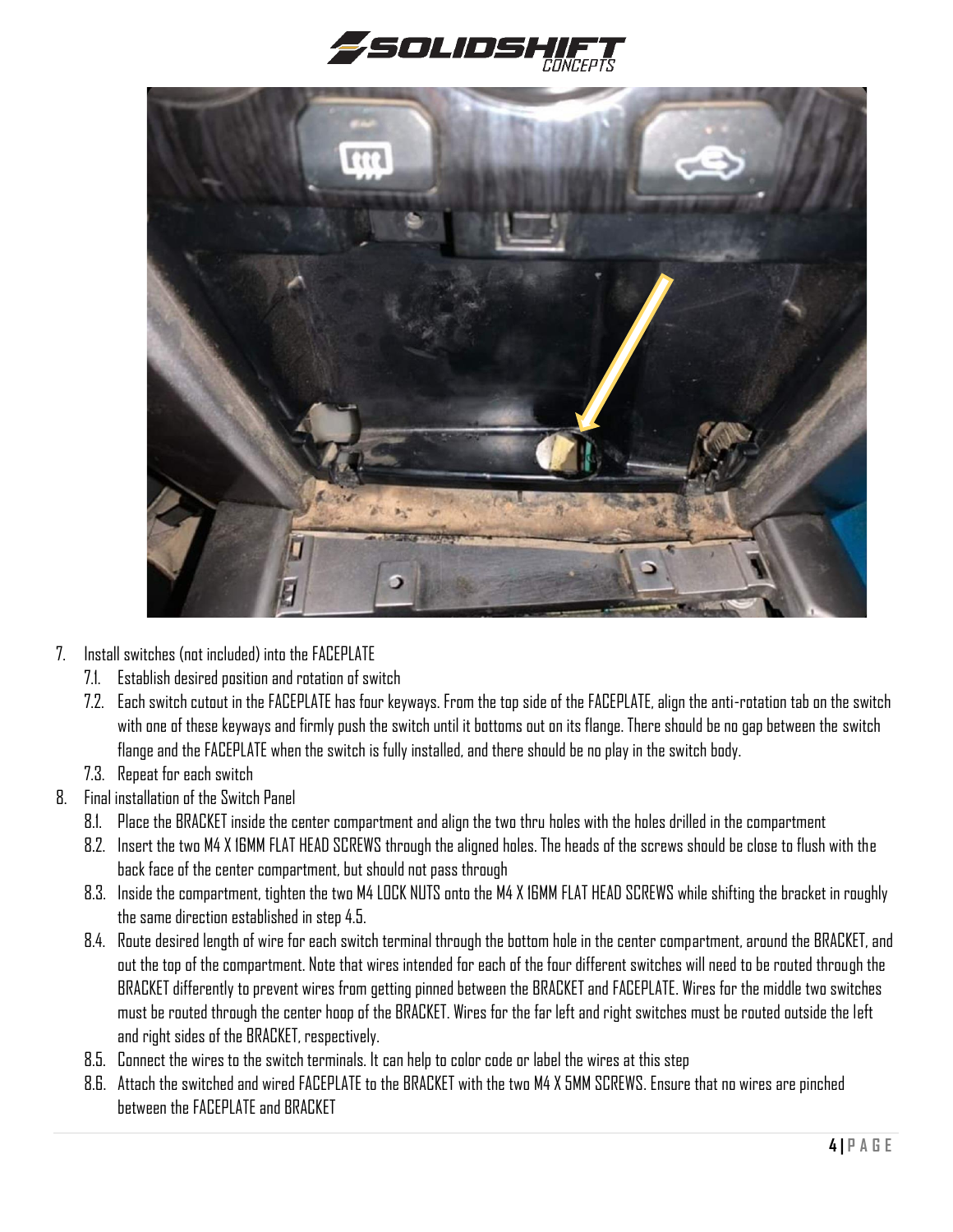7. Install switches (not included) into the FACEPLATE
   7.1. Establish desired position and rotation of switch
   7.2. Each switch cutout in the FACEPLATE has four keyways. From the top side of the FACEPLATE, align the anti-rotation tab on the switch with one of these keyways and firmly push the switch until it bottoms out on its flange. There should be no gap between the switch flange and the FACEPLATE when the switch is fully installed, and there should be no play in the switch body.
   7.3. Repeat for each switch
8. Final installation of the Switch Panel
   8.1. Place the BRACKET inside the center compartment and align the two thru holes with the holes drilled in the compartment
   8.2. Insert the two M4 X 16MM FLAT HEAD SCREWS through the aligned holes. The heads of the screws should be close to flush with the back face of the center compartment, but should not pass through
   8.3. Inside the compartment, tighten the two M4 LOCK NUTS onto the M4 X 16MM FLAT HEAD SCREWS while shifting the bracket in roughly the same direction established in step 4.5.
   8.4. Route desired length of wire for each switch terminal through the bottom hole in the center compartment, around the BRACKET, and out the top of the compartment. Note that wires intended for each of the four different switches will need to be routed through the BRACKET differently to prevent wires from getting pinned between the BRACKET and FACEPLATE. Wires for the middle two switches must be routed through the center hoop of the BRACKET. Wires for the far left and right switches must be routed outside the left and right sides of the BRACKET, respectively.
   8.5. Connect the wires to the switch terminals. It can help to color code or label the wires at this step
   8.6. Attach the switched and wired FACEPLATE to the BRACKET with the two M4 X 5MM SCREWS. Ensure that no wires are pinched between the FACEPLATE and BRACKET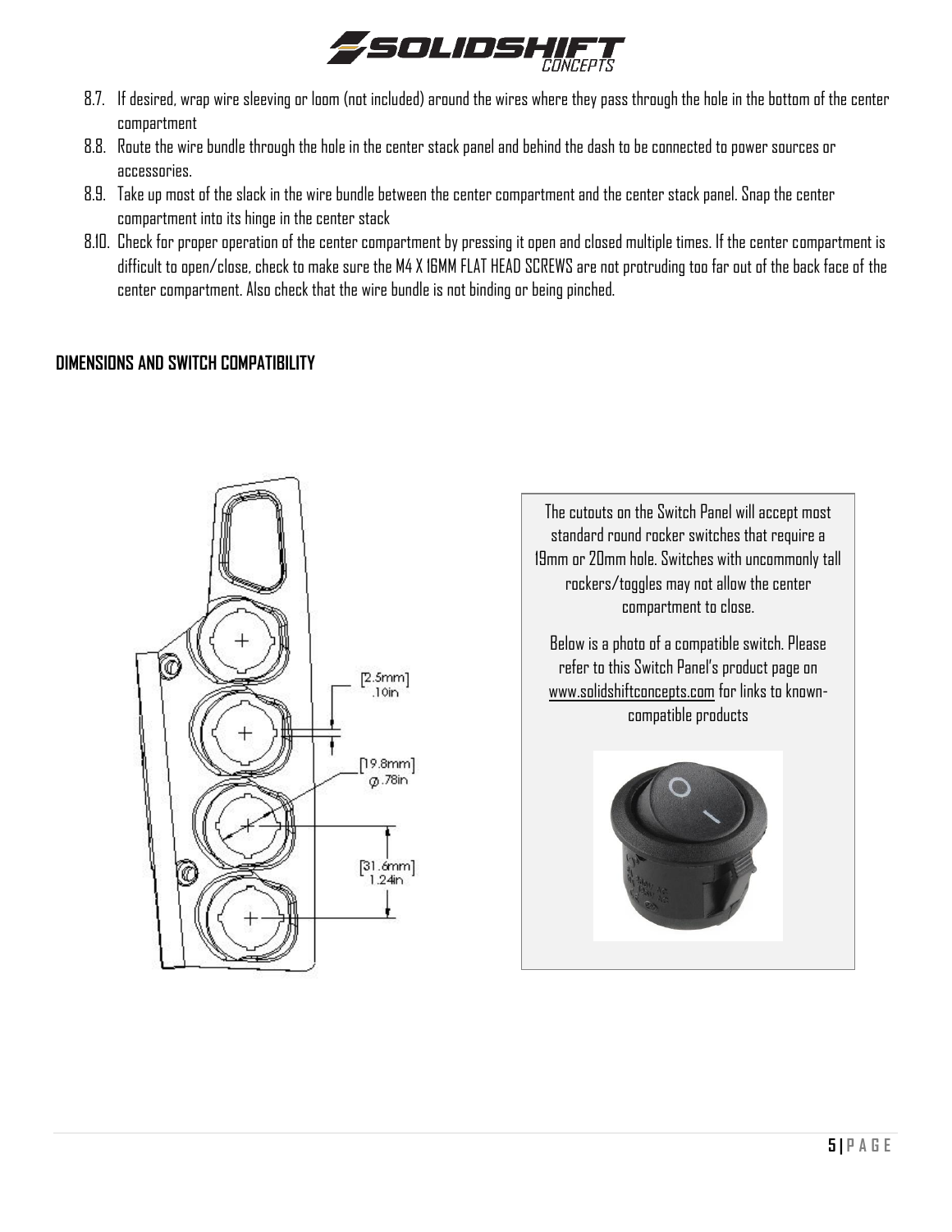8.7. If desired, wrap wire sleeving or loom (not included) around the wires where they pass through the hole in the bottom of the center compartment

8.8. Route the wire bundle through the hole in the center stack panel and behind the dash to be connected to power sources or accessories.

8.9. Take up most of the slack in the wire bundle between the center compartment and the center stack panel. Snap the center compartment into its hinge in the center stack

8.10. Check for proper operation of the center compartment by pressing it open and closed multiple times. If the center compartment is difficult to open/close, check to make sure the M4 X 16MM FLAT HEAD SCREWS are not protruding too far out of the back face of the center compartment. Also check that the wire bundle is not binding or being pinched.

## DIMENSIONS AND SWITCH COMPATIBILITY

[2.5mm]
.10in

[19.8mm]
ø.78in

[31.6mm]
1.24in

The cutouts on the Switch Panel will accept most standard round rocker switches that require a 19mm or 20mm hole. Switches with uncommonly tall rockers/toggles may not allow the center compartment to close.

Below is a photo of a compatible switch. Please refer to this Switch Panel's product page on www.solidshiftconcepts.com for links to known-compatible products